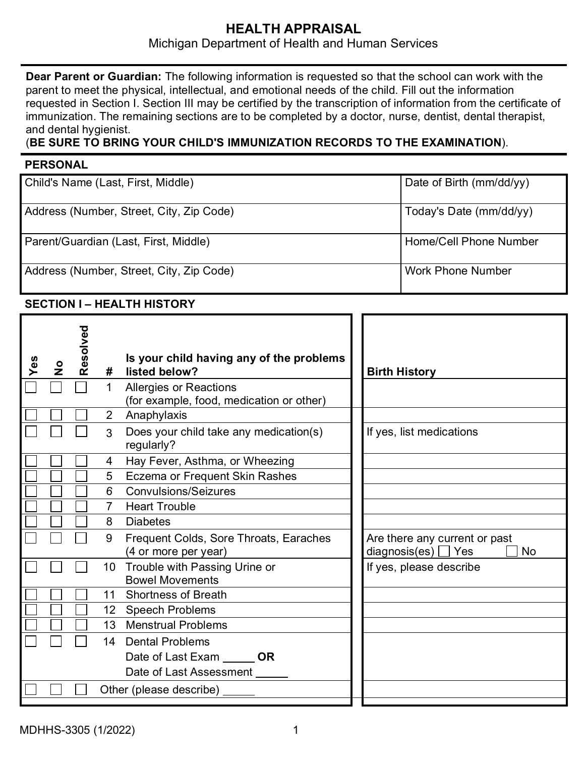# HEALTH APPRAISAL

Michigan Department of Health and Human Services

**Dear Parent or Guardian:** The following information is requested so that the school can work with the parent to meet the physical, intellectual, and emotional needs of the child. Fill out the information requested in Section I. Section III may be certified by the transcription of information from the certificate of immunization. The remaining sections are to be completed by a doctor, nurse, dentist, dental therapist, and dental hygienist.
(**BE SURE TO BRING YOUR CHILD'S IMMUNIZATION RECORDS TO THE EXAMINATION**).

## PERSONAL

| Child's Name (Last, First, Middle) | Date of Birth (mm/dd/yy) |
|---|---|
| Address (Number, Street, City, Zip Code) | Today's Date (mm/dd/yy) |
| Parent/Guardian (Last, First, Middle) | Home/Cell Phone Number |
| Address (Number, Street, City, Zip Code) | Work Phone Number |

## SECTION I – HEALTH HISTORY

| Yes | No | Resolved | # | Is your child having any of the problems listed below? | Birth History |
|---|---|---|---|---|---|
| ☐ | ☐ | ☐ | 1 | Allergies or Reactions (for example, food, medication or other) | |
| ☐ | ☐ | ☐ | 2 | Anaphylaxis | |
| ☐ | ☐ | ☐ | 3 | Does your child take any medication(s) regularly? | If yes, list medications |
| ☐ | ☐ | ☐ | 4 | Hay Fever, Asthma, or Wheezing | |
| ☐ | ☐ | ☐ | 5 | Eczema or Frequent Skin Rashes | |
| ☐ | ☐ | ☐ | 6 | Convulsions/Seizures | |
| ☐ | ☐ | ☐ | 7 | Heart Trouble | |
| ☐ | ☐ | ☐ | 8 | Diabetes | |
| ☐ | ☐ | ☐ | 9 | Frequent Colds, Sore Throats, Earaches (4 or more per year) | Are there any current or past diagnosis(es) ☐ Yes ☐ No |
| ☐ | ☐ | ☐ | 10 | Trouble with Passing Urine or Bowel Movements | If yes, please describe |
| ☐ | ☐ | ☐ | 11 | Shortness of Breath | |
| ☐ | ☐ | ☐ | 12 | Speech Problems | |
| ☐ | ☐ | ☐ | 13 | Menstrual Problems | |
| ☐ | ☐ | ☐ | 14 | Dental Problems<br>Date of Last Exam _____ **OR**<br>Date of Last Assessment _____ | |
| ☐ | ☐ | ☐ | | Other (please describe) _____ | |

MDHHS-3305 (1/2022)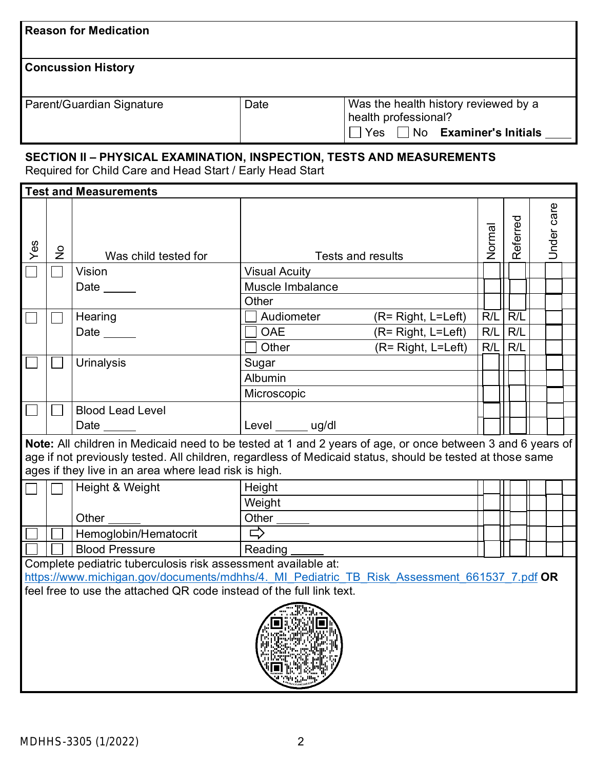| Reason for Medication | | |
|---|---|---|
| **Concussion History** | | |
| Parent/Guardian Signature | Date | Was the health history reviewed by a health professional? ☐ Yes ☐ No **Examiner's Initials** ____ |

**SECTION II – PHYSICAL EXAMINATION, INSPECTION, TESTS AND MEASUREMENTS**
Required for Child Care and Head Start / Early Head Start

**Test and Measurements**

| Yes | No | Was child tested for | Tests and results | Normal | Referred | Under care |
|---|---|---|---|---|---|---|
| ☐ | ☐ | Vision | Visual Acuity | | | |
| | | Date _____ | Muscle Imbalance | | | |
| | | | Other | | | |
| ☐ | ☐ | Hearing | ☐ Audiometer (R= Right, L=Left) | R/L | R/L | |
| | | Date _____ | ☐ OAE (R= Right, L=Left) | R/L | R/L | |
| | | | ☐ Other (R= Right, L=Left) | R/L | R/L | |
| ☐ | ☐ | Urinalysis | Sugar | | | |
| | | | Albumin | | | |
| | | | Microscopic | | | |
| ☐ | ☐ | Blood Lead Level | | | | |
| | | Date _____ | Level _____ ug/dl | | | |
| **Note:** All children in Medicaid need to be tested at 1 and 2 years of age, or once between 3 and 6 years of age if not previously tested. All children, regardless of Medicaid status, should be tested at those same ages if they live in an area where lead risk is high. | | | | | | |
| ☐ | ☐ | Height & Weight | Height | | | |
| | | | Weight | | | |
| | | Other _____ | Other _____ | | | |
| ☐ | ☐ | Hemoglobin/Hematocrit | ⇨ | | | |
| ☐ | ☐ | Blood Pressure | Reading _____ | | | |

Complete pediatric tuberculosis risk assessment available at:
https://www.michigan.gov/documents/mdhhs/4._MI_Pediatric_TB_Risk_Assessment_661537_7.pdf **OR** feel free to use the attached QR code instead of the full link text.

MDHHS-3305 (1/2022)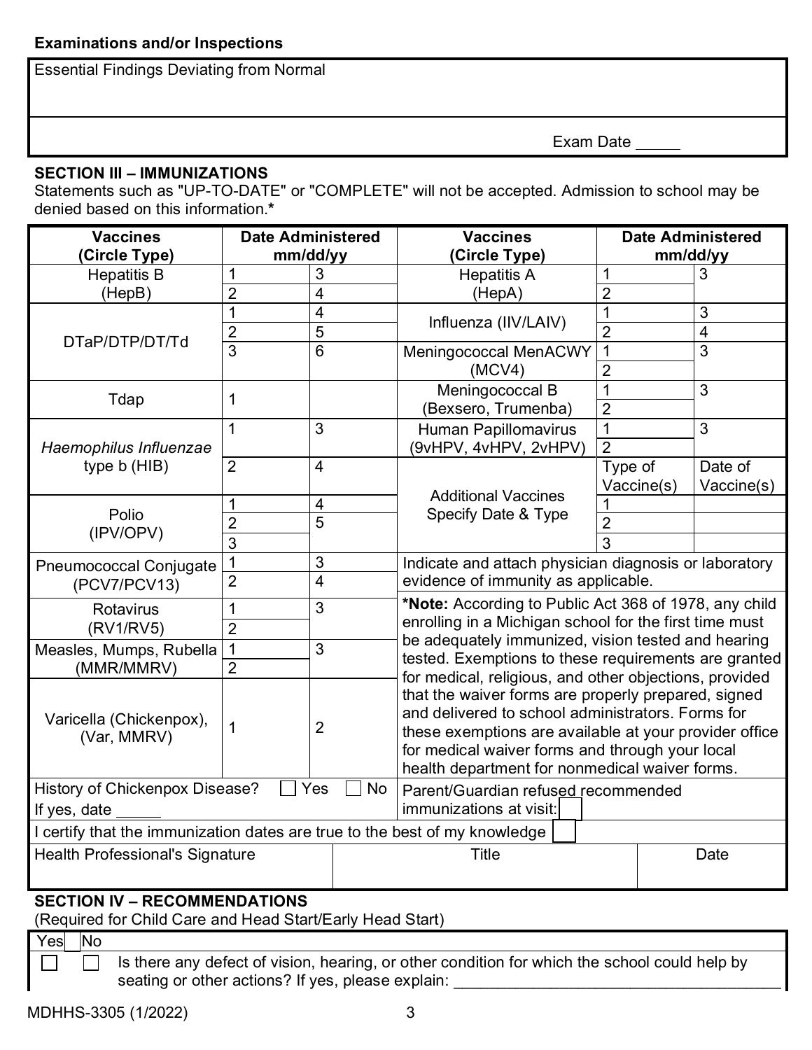**Examinations and/or Inspections**

| Essential Findings Deviating from Normal |
| --- |
| Exam Date _____ |

### SECTION III – IMMUNIZATIONS

Statements such as "UP-TO-DATE" or "COMPLETE" will not be accepted. Admission to school may be denied based on this information.*

| Vaccines (Circle Type) | Date Administered mm/dd/yy | | Vaccines (Circle Type) | Date Administered mm/dd/yy | |
| --- | --- | --- | --- | --- | --- |
| Hepatitis B (HepB) | 1 | 3 | Hepatitis A (HepA) | 1 | 3 |
| | 2 | 4 | | 2 | |
| DTaP/DTP/DT/Td | 1 | 4 | Influenza (IIV/LAIV) | 1 | 3 |
| | 2 | 5 | | 2 | 4 |
| | 3 | 6 | Meningococcal MenACWY (MCV4) | 1 | 3 |
| | | | | 2 | |
| Tdap | 1 | | Meningococcal B (Bexsero, Trumenba) | 1 | 3 |
| | | | | 2 | |
| *Haemophilus Influenzae* type b (HIB) | 1 | 3 | Human Papillomavirus (9vHPV, 4vHPV, 2vHPV) | 1 | 3 |
| | | | | 2 | |
| | 2 | 4 | Additional Vaccines Specify Date & Type | Type of Vaccine(s) | Date of Vaccine(s) |
| Polio (IPV/OPV) | 1 | 4 | | 1 | |
| | 2 | 5 | | 2 | |
| | 3 | | | 3 | |
| Pneumococcal Conjugate (PCV7/PCV13) | 1 | 3 | Indicate and attach physician diagnosis or laboratory evidence of immunity as applicable. | | |
| | 2 | 4 | | | |
| Rotavirus (RV1/RV5) | 1 | 3 | ***Note:** According to Public Act 368 of 1978, any child enrolling in a Michigan school for the first time must be adequately immunized, vision tested and hearing tested. Exemptions to these requirements are granted for medical, religious, and other objections, provided that the waiver forms are properly prepared, signed and delivered to school administrators. Forms for these exemptions are available at your provider office for medical waiver forms and through your local health department for nonmedical waiver forms. | | |
| | 2 | | | | |
| Measles, Mumps, Rubella (MMR/MMRV) | 1 | 3 | | | |
| | 2 | | | | |
| Varicella (Chickenpox), (Var, MMRV) | 1 | 2 | | | |
| History of Chickenpox Disease? ☐ Yes ☐ No If yes, date _____ | | | Parent/Guardian refused recommended immunizations at visit: ☐ | | |
| I certify that the immunization dates are true to the best of my knowledge ☐ | | | | | |
| Health Professional's Signature | | | Title | | Date |

### SECTION IV – RECOMMENDATIONS

(Required for Child Care and Head Start/Early Head Start)

| Yes | No | |
| --- | --- | --- |
| ☐ | ☐ | Is there any defect of vision, hearing, or other condition for which the school could help by seating or other actions? If yes, please explain: ______________________________________ |

MDHHS-3305 (1/2022)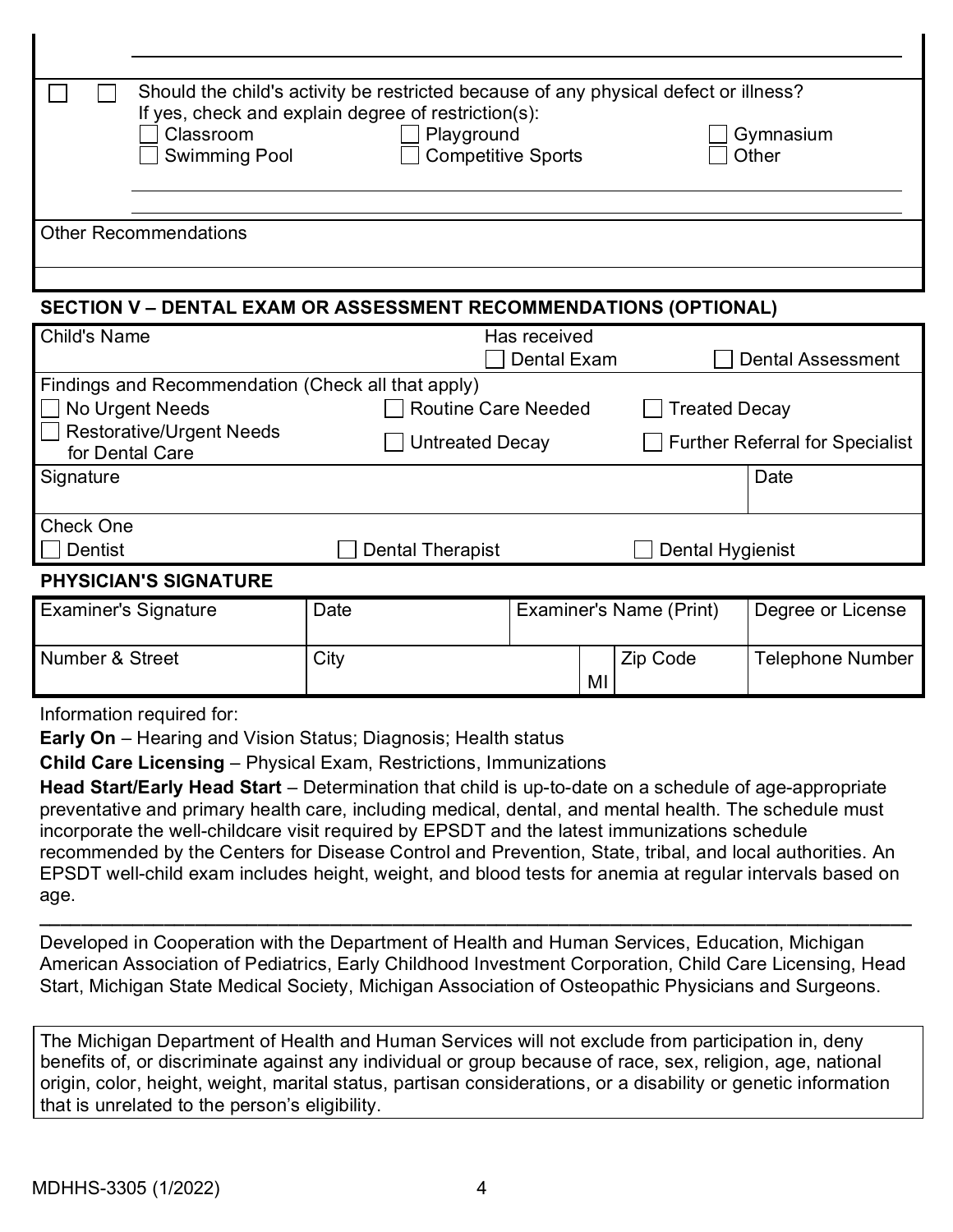| | | |
|---|---|---|
| ☐ ☐ | Should the child's activity be restricted because of any physical defect or illness? If yes, check and explain degree of restriction(s): ☐ Classroom ☐ Playground ☐ Gymnasium ☐ Swimming Pool ☐ Competitive Sports ☐ Other | |
| Other Recommendations | | |

## SECTION V – DENTAL EXAM OR ASSESSMENT RECOMMENDATIONS (OPTIONAL)

| | | |
|---|---|---|
| Child's Name | Has received ☐ Dental Exam | ☐ Dental Assessment |
| Findings and Recommendation (Check all that apply) | | |
| ☐ No Urgent Needs | ☐ Routine Care Needed | ☐ Treated Decay |
| ☐ Restorative/Urgent Needs for Dental Care | ☐ Untreated Decay | ☐ Further Referral for Specialist |
| Signature | | Date |
| Check One | | |
| ☐ Dentist | ☐ Dental Therapist | ☐ Dental Hygienist |

## PHYSICIAN'S SIGNATURE

| | | | | | |
|---|---|---|---|---|---|
| Examiner's Signature | Date | Examiner's Name (Print) | | | Degree or License |
| Number & Street | City | | MI | Zip Code | Telephone Number |

Information required for:

**Early On** – Hearing and Vision Status; Diagnosis; Health status

**Child Care Licensing** – Physical Exam, Restrictions, Immunizations

**Head Start/Early Head Start** – Determination that child is up-to-date on a schedule of age-appropriate preventative and primary health care, including medical, dental, and mental health. The schedule must incorporate the well-childcare visit required by EPSDT and the latest immunizations schedule recommended by the Centers for Disease Control and Prevention, State, tribal, and local authorities. An EPSDT well-child exam includes height, weight, and blood tests for anemia at regular intervals based on age.

---

Developed in Cooperation with the Department of Health and Human Services, Education, Michigan American Association of Pediatrics, Early Childhood Investment Corporation, Child Care Licensing, Head Start, Michigan State Medical Society, Michigan Association of Osteopathic Physicians and Surgeons.

The Michigan Department of Health and Human Services will not exclude from participation in, deny benefits of, or discriminate against any individual or group because of race, sex, religion, age, national origin, color, height, weight, marital status, partisan considerations, or a disability or genetic information that is unrelated to the person's eligibility.

MDHHS-3305 (1/2022)